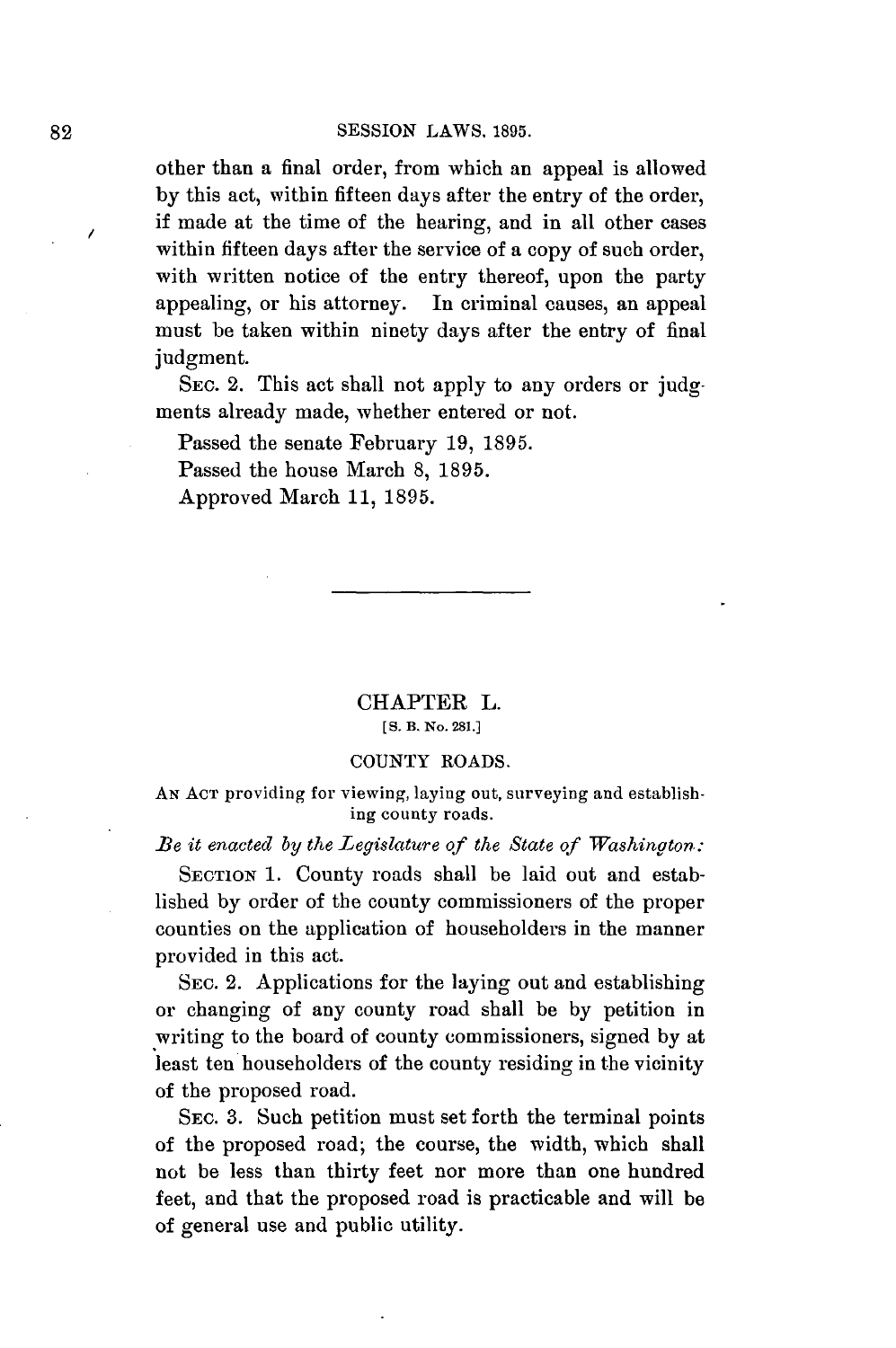other than a final order, from which an appeal is allowed by this act, within fifteen days after the entry of the order, if made at the time of the hearing, and in all other cases within fifteen days after the service of a copy of such order, with written notice of the entry thereof, upon the party appealing, or his attorney. In criminal causes, an appeal must be taken within ninety days after the entry of final judgment.

SEC. 2. This act shall not apply to any orders or judgments already made, whether entered or not.

Passed the senate February 19, 1895.

Passed the house March 8, 1895.

Approved March 11, 1895.

---

## CHAPTER L.

[S. B. No. 281.]

### COUNTY ROADS.

AN ACT providing for viewing, laying out, surveying and establishing county roads.

*Be it enacted by the Legislature of the State of Washington:*

SECTION 1. County roads shall be laid out and established by order of the county commissioners of the proper counties on the application of householders in the manner provided in this act.

SEC. 2. Applications for the laying out and establishing or changing of any county road shall be by petition in writing to the board of county commissioners, signed by at least ten householders of the county residing in the vicinity of the proposed road.

SEC. 3. Such petition must set forth the terminal points of the proposed road; the course, the width, which shall not be less than thirty feet nor more than one hundred feet, and that the proposed road is practicable and will be of general use and public utility.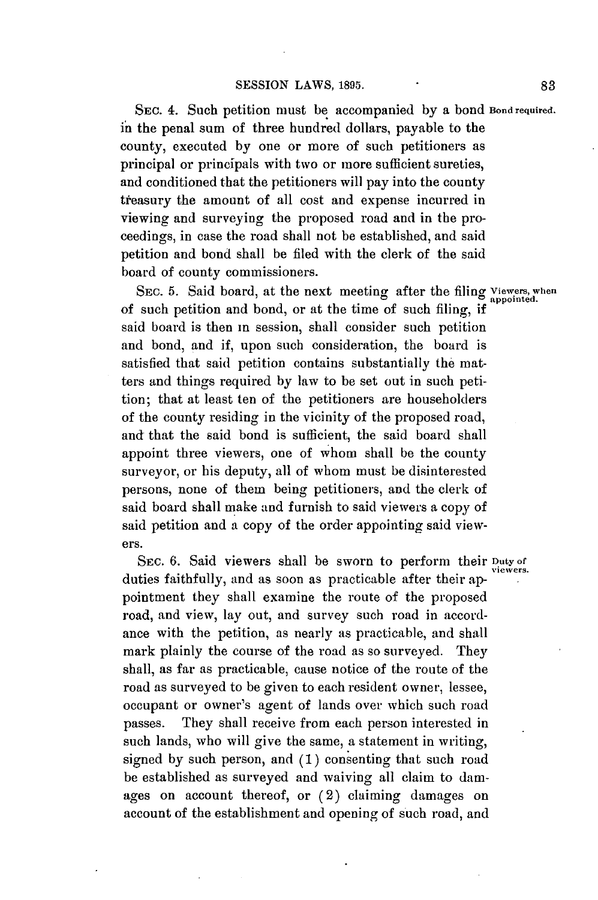SEC. 4. Such petition must be accompanied by a bond in the penal sum of three hundred dollars, payable to the county, executed by one or more of such petitioners as principal or principals with two or more sufficient sureties, and conditioned that the petitioners will pay into the county treasury the amount of all cost and expense incurred in viewing and surveying the proposed road and in the proceedings, in case the road shall not be established, and said petition and bond shall be filed with the clerk of the said board of county commissioners.

*Bond required.*

SEC. 5. Said board, at the next meeting after the filing of such petition and bond, or at the time of such filing, if said board is then in session, shall consider such petition and bond, and if, upon such consideration, the board is satisfied that said petition contains substantially the matters and things required by law to be set out in such petition; that at least ten of the petitioners are householders of the county residing in the vicinity of the proposed road, and that the said bond is sufficient, the said board shall appoint three viewers, one of whom shall be the county surveyor, or his deputy, all of whom must be disinterested persons, none of them being petitioners, and the clerk of said board shall make and furnish to said viewers a copy of said petition and a copy of the order appointing said viewers.

*Viewers, when appointed.*

SEC. 6. Said viewers shall be sworn to perform their duties faithfully, and as soon as practicable after their appointment they shall examine the route of the proposed road, and view, lay out, and survey such road in accordance with the petition, as nearly as practicable, and shall mark plainly the course of the road as so surveyed. They shall, as far as practicable, cause notice of the route of the road as surveyed to be given to each resident owner, lessee, occupant or owner's agent of lands over which such road passes. They shall receive from each person interested in such lands, who will give the same, a statement in writing, signed by such person, and (1) consenting that such road be established as surveyed and waiving all claim to damages on account thereof, or (2) claiming damages on account of the establishment and opening of such road, and

*Duty of viewers.*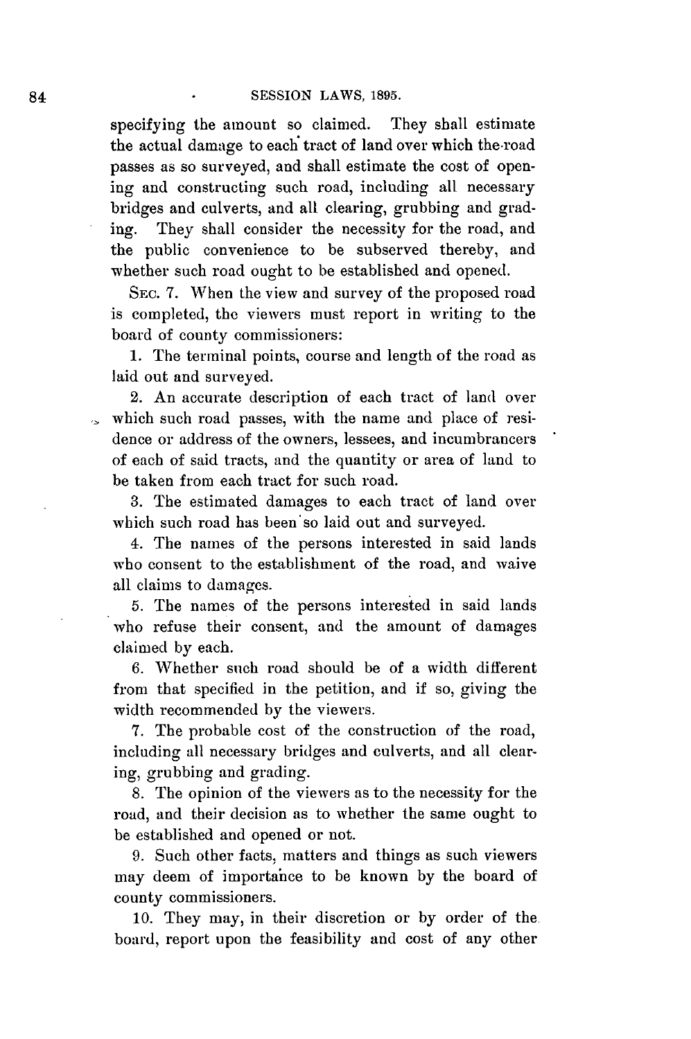specifying the amount so claimed. They shall estimate the actual damage to each tract of land over which the road passes as so surveyed, and shall estimate the cost of opening and constructing such road, including all necessary bridges and culverts, and all clearing, grubbing and grading. They shall consider the necessity for the road, and the public convenience to be subserved thereby, and whether such road ought to be established and opened.

SEC. 7. When the view and survey of the proposed road is completed, the viewers must report in writing to the board of county commissioners:

1. The terminal points, course and length of the road as laid out and surveyed.

2. An accurate description of each tract of land over which such road passes, with the name and place of residence or address of the owners, lessees, and incumbrancers of each of said tracts, and the quantity or area of land to be taken from each tract for such road.

3. The estimated damages to each tract of land over which such road has been so laid out and surveyed.

4. The names of the persons interested in said lands who consent to the establishment of the road, and waive all claims to damages.

5. The names of the persons interested in said lands who refuse their consent, and the amount of damages claimed by each.

6. Whether such road should be of a width different from that specified in the petition, and if so, giving the width recommended by the viewers.

7. The probable cost of the construction of the road, including all necessary bridges and culverts, and all clearing, grubbing and grading.

8. The opinion of the viewers as to the necessity for the road, and their decision as to whether the same ought to be established and opened or not.

9. Such other facts, matters and things as such viewers may deem of importance to be known by the board of county commissioners.

10. They may, in their discretion or by order of the board, report upon the feasibility and cost of any other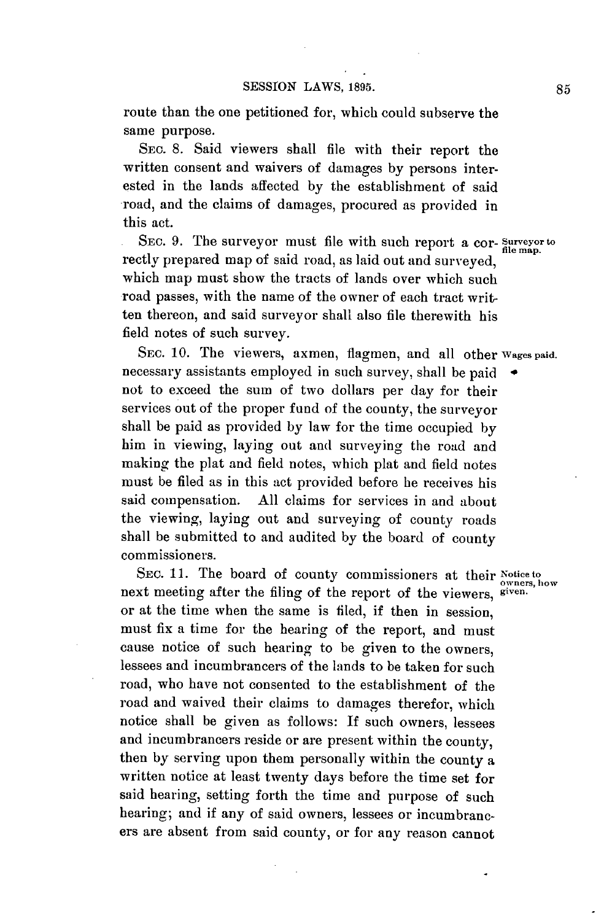route than the one petitioned for, which could subserve the same purpose.

SEC. 8. Said viewers shall file with their report the written consent and waivers of damages by persons interested in the lands affected by the establishment of said road, and the claims of damages, procured as provided in this act.

SEC. 9. The surveyor must file with such report a correctly prepared map of said road, as laid out and surveyed, which map must show the tracts of lands over which such road passes, with the name of the owner of each tract written thereon, and said surveyor shall also file therewith his field notes of such survey.

*Surveyor to file map.*

SEC. 10. The viewers, axmen, flagmen, and all other necessary assistants employed in such survey, shall be paid not to exceed the sum of two dollars per day for their services out of the proper fund of the county, the surveyor shall be paid as provided by law for the time occupied by him in viewing, laying out and surveying the road and making the plat and field notes, which plat and field notes must be filed as in this act provided before he receives his said compensation. All claims for services in and about the viewing, laying out and surveying of county roads shall be submitted to and audited by the board of county commissioners.

*Wages paid.*

SEC. 11. The board of county commissioners at their next meeting after the filing of the report of the viewers, or at the time when the same is filed, if then in session, must fix a time for the hearing of the report, and must cause notice of such hearing to be given to the owners, lessees and incumbrancers of the lands to be taken for such road, who have not consented to the establishment of the road and waived their claims to damages therefor, which notice shall be given as follows: If such owners, lessees and incumbrancers reside or are present within the county, then by serving upon them personally within the county a written notice at least twenty days before the time set for said hearing, setting forth the time and purpose of such hearing; and if any of said owners, lessees or incumbrancers are absent from said county, or for any reason cannot

*Notice to owners, how given.*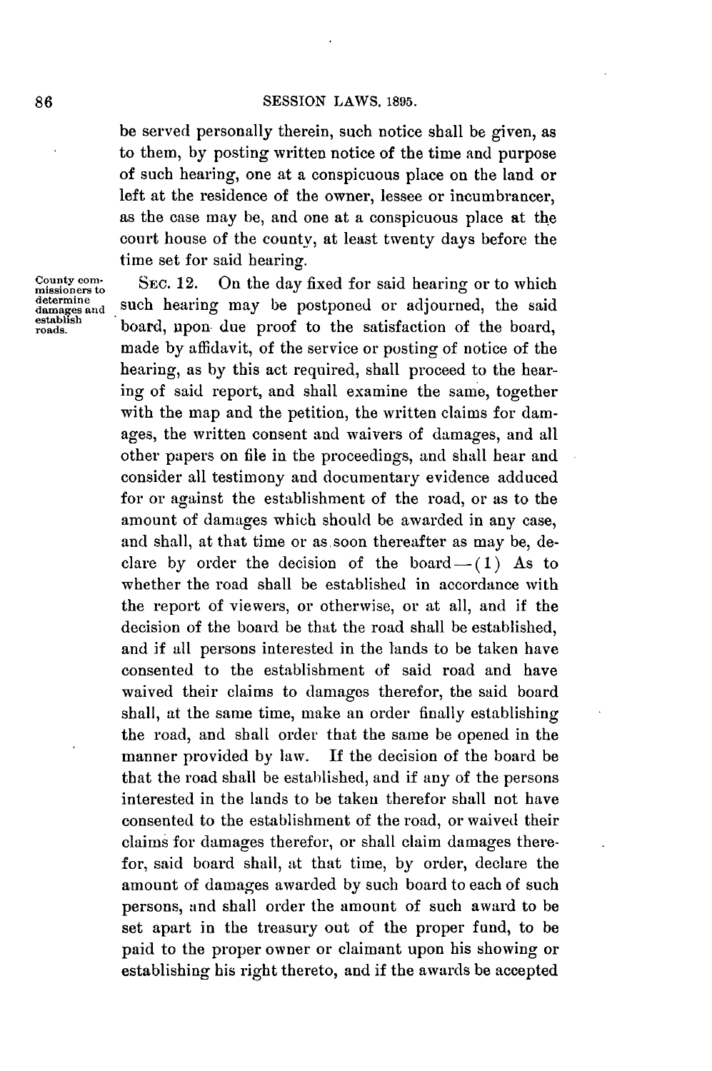be served personally therein, such notice shall be given, as to them, by posting written notice of the time and purpose of such hearing, one at a conspicuous place on the land or left at the residence of the owner, lessee or incumbrancer, as the case may be, and one at a conspicuous place at the court house of the county, at least twenty days before the time set for said hearing.

County commissioners to determine damages and establish roads.

SEC. 12. On the day fixed for said hearing or to which such hearing may be postponed or adjourned, the said board, upon due proof to the satisfaction of the board, made by affidavit, of the service or posting of notice of the hearing, as by this act required, shall proceed to the hearing of said report, and shall examine the same, together with the map and the petition, the written claims for damages, the written consent and waivers of damages, and all other papers on file in the proceedings, and shall hear and consider all testimony and documentary evidence adduced for or against the establishment of the road, or as to the amount of damages which should be awarded in any case, and shall, at that time or as soon thereafter as may be, declare by order the decision of the board—(1) As to whether the road shall be established in accordance with the report of viewers, or otherwise, or at all, and if the decision of the board be that the road shall be established, and if all persons interested in the lands to be taken have consented to the establishment of said road and have waived their claims to damages therefor, the said board shall, at the same time, make an order finally establishing the road, and shall order that the same be opened in the manner provided by law. If the decision of the board be that the road shall be established, and if any of the persons interested in the lands to be taken therefor shall not have consented to the establishment of the road, or waived their claims for damages therefor, or shall claim damages therefor, said board shall, at that time, by order, declare the amount of damages awarded by such board to each of such persons, and shall order the amount of such award to be set apart in the treasury out of the proper fund, to be paid to the proper owner or claimant upon his showing or establishing his right thereto, and if the awards be accepted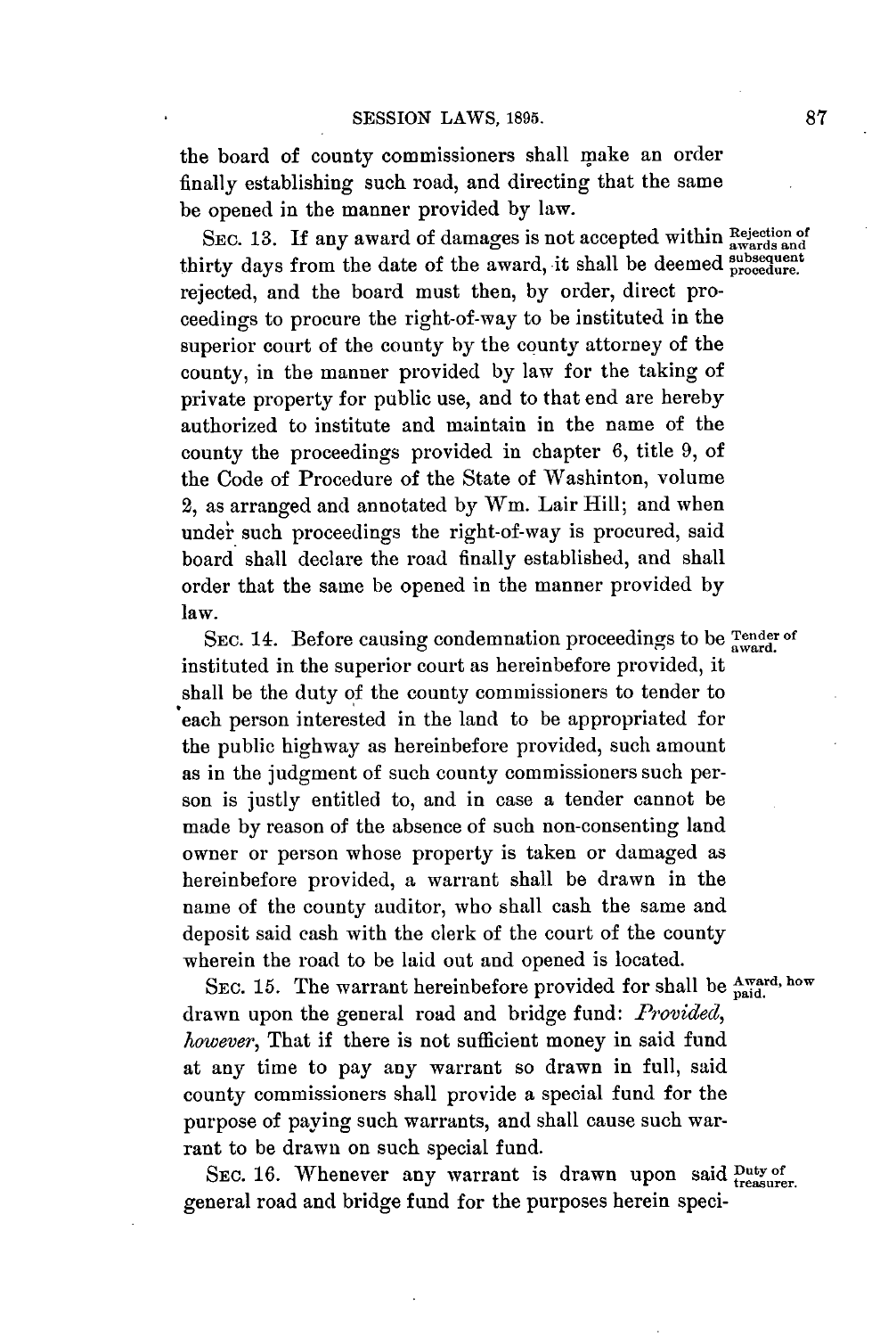the board of county commissioners shall make an order finally establishing such road, and directing that the same be opened in the manner provided by law.

SEC. 13. If any award of damages is not accepted within thirty days from the date of the award, it shall be deemed rejected, and the board must then, by order, direct proceedings to procure the right-of-way to be instituted in the superior court of the county by the county attorney of the county, in the manner provided by law for the taking of private property for public use, and to that end are hereby authorized to institute and maintain in the name of the county the proceedings provided in chapter 6, title 9, of the Code of Procedure of the State of Washinton, volume 2, as arranged and annotated by Wm. Lair Hill; and when under such proceedings the right-of-way is procured, said board shall declare the road finally established, and shall order that the same be opened in the manner provided by law.

*Rejection of awards and subsequent procedure.*

SEC. 14. Before causing condemnation proceedings to be instituted in the superior court as hereinbefore provided, it shall be the duty of the county commissioners to tender to each person interested in the land to be appropriated for the public highway as hereinbefore provided, such amount as in the judgment of such county commissioners such person is justly entitled to, and in case a tender cannot be made by reason of the absence of such non-consenting land owner or person whose property is taken or damaged as hereinbefore provided, a warrant shall be drawn in the name of the county auditor, who shall cash the same and deposit said cash with the clerk of the court of the county wherein the road to be laid out and opened is located.

*Tender of award.*

SEC. 15. The warrant hereinbefore provided for shall be drawn upon the general road and bridge fund: *Provided, however*, That if there is not sufficient money in said fund at any time to pay any warrant so drawn in full, said county commissioners shall provide a special fund for the purpose of paying such warrants, and shall cause such warrant to be drawn on such special fund.

*Award, how paid.*

SEC. 16. Whenever any warrant is drawn upon said general road and bridge fund for the purposes herein speci-

*Duty of treasurer.*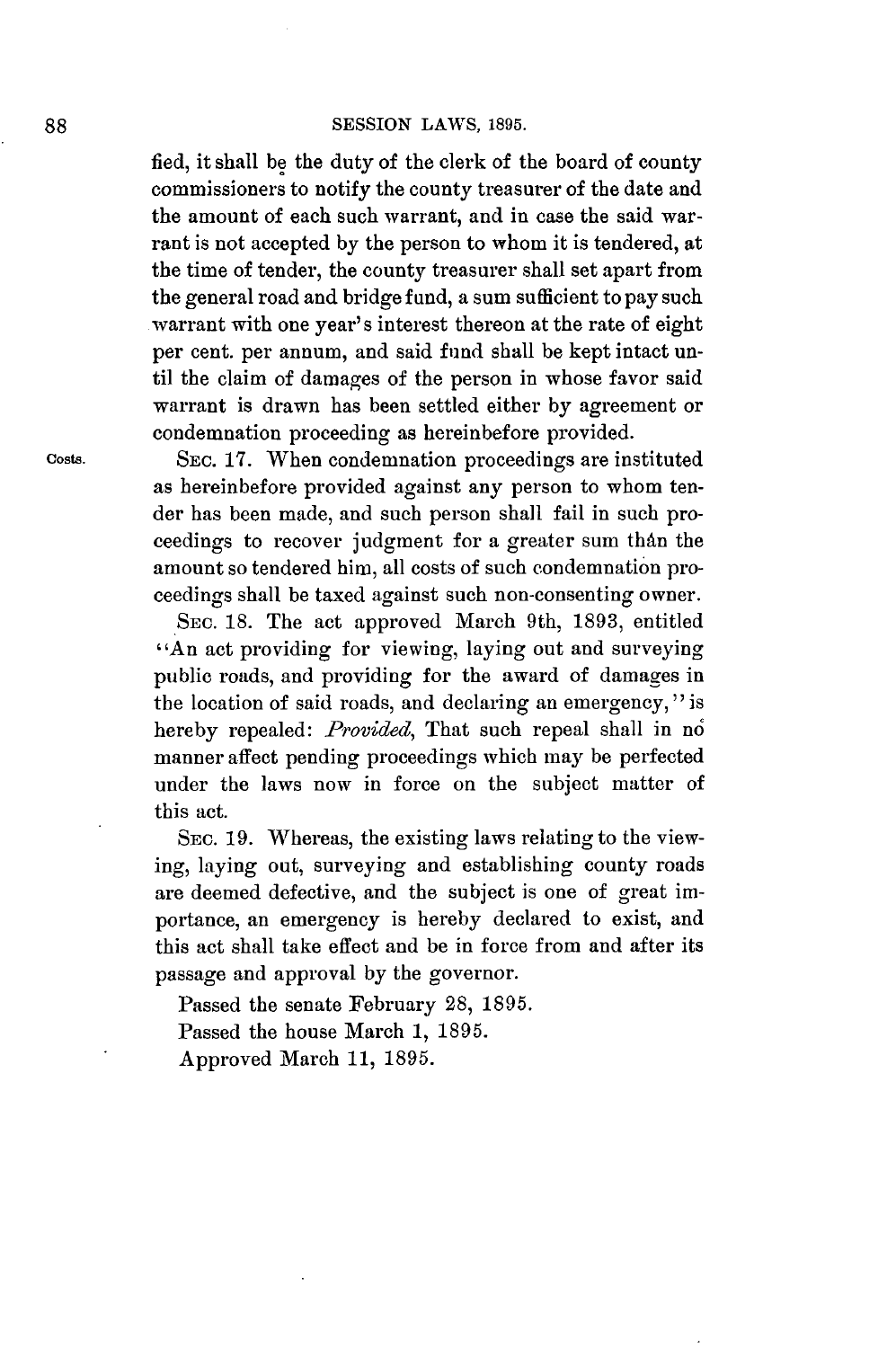fied, it shall be the duty of the clerk of the board of county commissioners to notify the county treasurer of the date and the amount of each such warrant, and in case the said warrant is not accepted by the person to whom it is tendered, at the time of tender, the county treasurer shall set apart from the general road and bridge fund, a sum sufficient to pay such warrant with one year's interest thereon at the rate of eight per cent. per annum, and said fund shall be kept intact until the claim of damages of the person in whose favor said warrant is drawn has been settled either by agreement or condemnation proceeding as hereinbefore provided.

Costs.

SEC. 17. When condemnation proceedings are instituted as hereinbefore provided against any person to whom tender has been made, and such person shall fail in such proceedings to recover judgment for a greater sum than the amount so tendered him, all costs of such condemnation proceedings shall be taxed against such non-consenting owner.

SEC. 18. The act approved March 9th, 1893, entitled "An act providing for viewing, laying out and surveying public roads, and providing for the award of damages in the location of said roads, and declaring an emergency," is hereby repealed: *Provided*, That such repeal shall in no manner affect pending proceedings which may be perfected under the laws now in force on the subject matter of this act.

SEC. 19. Whereas, the existing laws relating to the viewing, laying out, surveying and establishing county roads are deemed defective, and the subject is one of great importance, an emergency is hereby declared to exist, and this act shall take effect and be in force from and after its passage and approval by the governor.

Passed the senate February 28, 1895.

Passed the house March 1, 1895.

Approved March 11, 1895.